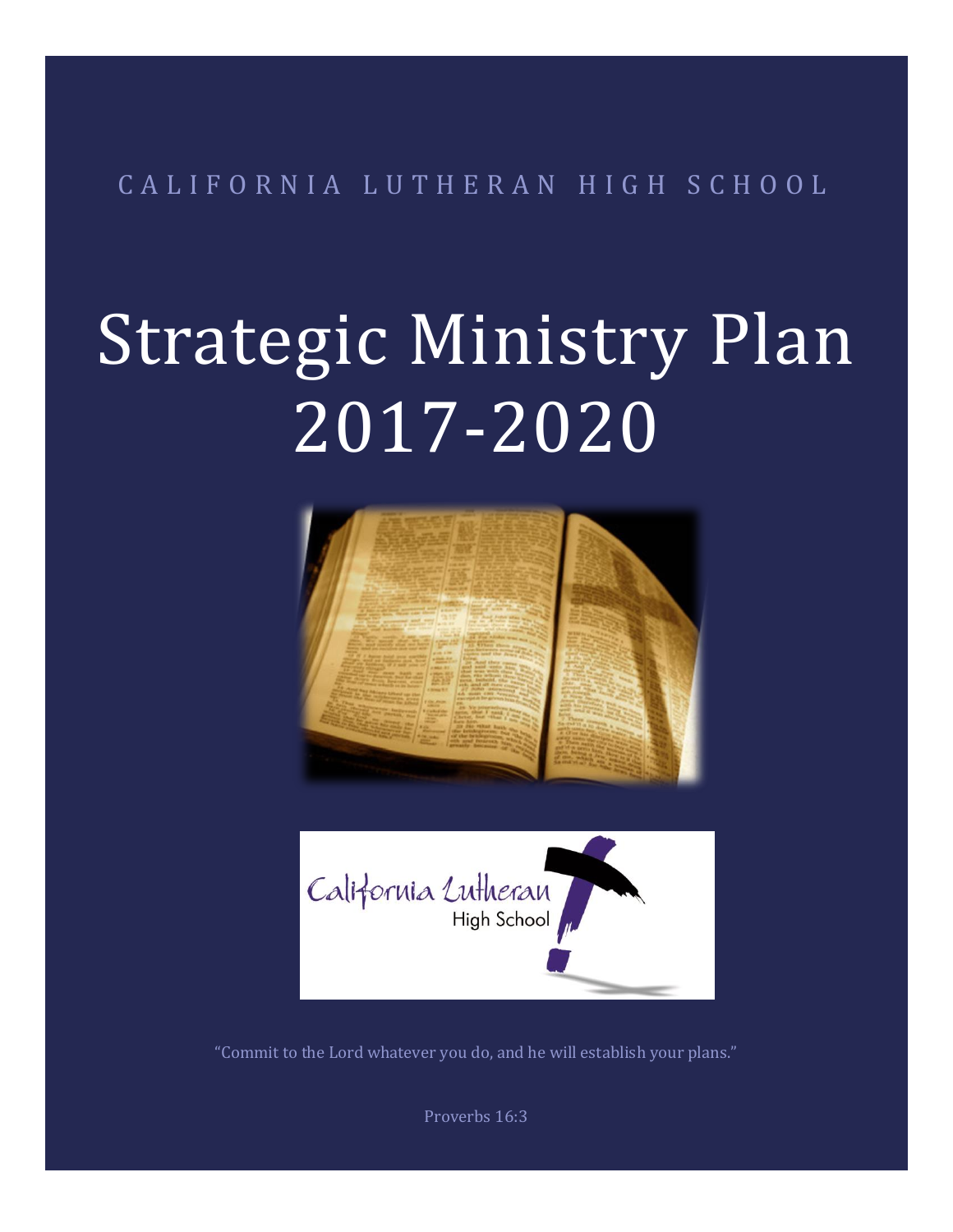CALIFORNIA LUTHERAN HIGH SCHOOL

# Strategic Ministry Plan 2017-2020

"Commit to the Lord whatever you do, and he will establish your plans."

Proverbs 16:3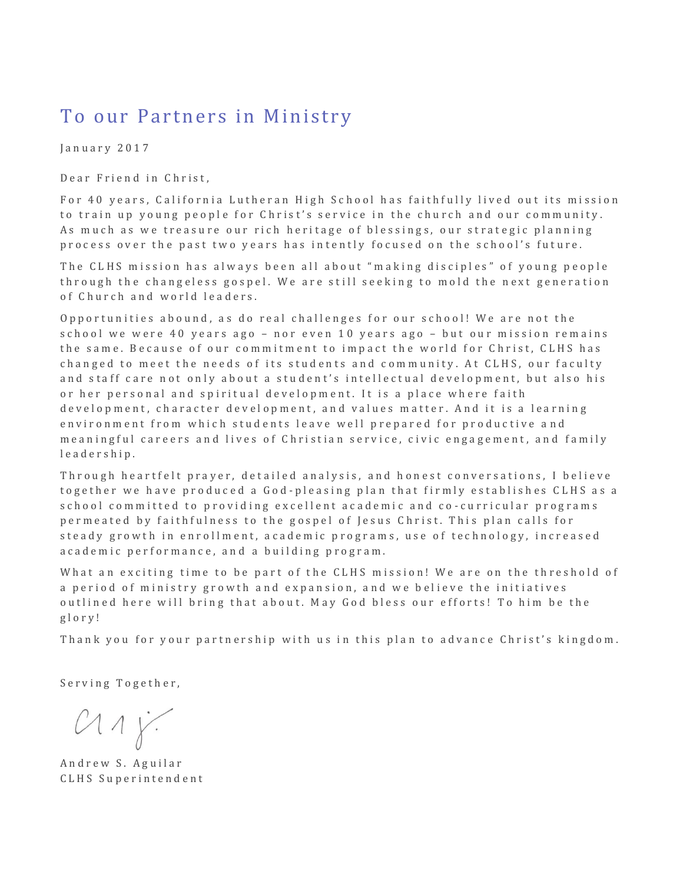# To our Partners in Ministry

January 2017

Dear Friend in Christ,

For 40 years, California Lutheran High School has faithfully lived out its mission to train up young people for Christ's service in the church and our community. As much as we treasure our rich heritage of blessings, our strategic planning process over the past two years has intently focused on the school's future.

The CLHS mission has always been all about "making disciples" of young people through the changeless gospel. We are still seeking to mold the next generation of Church and world leaders.

Opportunities abound, as do real challenges for our school! We are not the school we were 40 years ago – nor even 10 years ago – but our mission remains the same. Because of our commitment to impact the world for Christ, CLHS has changed to meet the needs of its students and community. At CLHS, our faculty and staff care not only about a student's intellectual development, but also his or her personal and spiritual development. It is a place where faith development, character development, and values matter. And it is a learning environment from which students leave well prepared for productive and meaningful careers and lives of Christian service, civic engagement, and family leadership.

Through heartfelt prayer, detailed analysis, and honest conversations, I believe together we have produced a God-pleasing plan that firmly establishes CLHS as a school committed to providing excellent academic and co-curricular programs permeated by faithfulness to the gospel of Jesus Christ. This plan calls for steady growth in enrollment, academic programs, use of technology, increased academic performance, and a building program.

What an exciting time to be part of the CLHS mission! We are on the threshold of a period of ministry growth and expansion, and we believe the initiatives outlined here will bring that about. May God bless our efforts! To him be the glory!

Thank you for your partnership with us in this plan to advance Christ's kingdom.

Serving Together,

Andrew S. Aguilar
CLHS Superintendent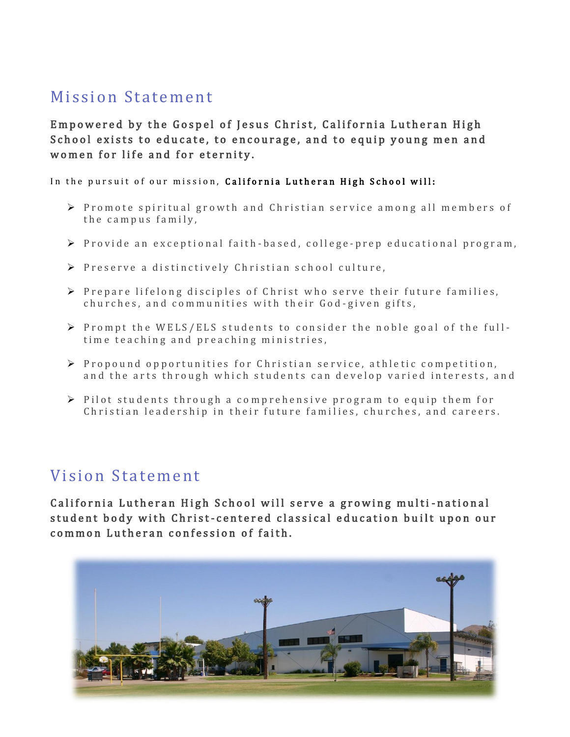## Mission Statement

**Empowered by the Gospel of Jesus Christ, California Lutheran High School exists to educate, to encourage, and to equip young men and women for life and for eternity.**

In the pursuit of our mission, **California Lutheran High School will:**

- Promote spiritual growth and Christian service among all members of the campus family,
- Provide an exceptional faith-based, college-prep educational program,
- Preserve a distinctively Christian school culture,
- Prepare lifelong disciples of Christ who serve their future families, churches, and communities with their God-given gifts,
- Prompt the WELS/ELS students to consider the noble goal of the full-time teaching and preaching ministries,
- Propound opportunities for Christian service, athletic competition, and the arts through which students can develop varied interests, and
- Pilot students through a comprehensive program to equip them for Christian leadership in their future families, churches, and careers.

## Vision Statement

**California Lutheran High School will serve a growing multi-national student body with Christ-centered classical education built upon our common Lutheran confession of faith.**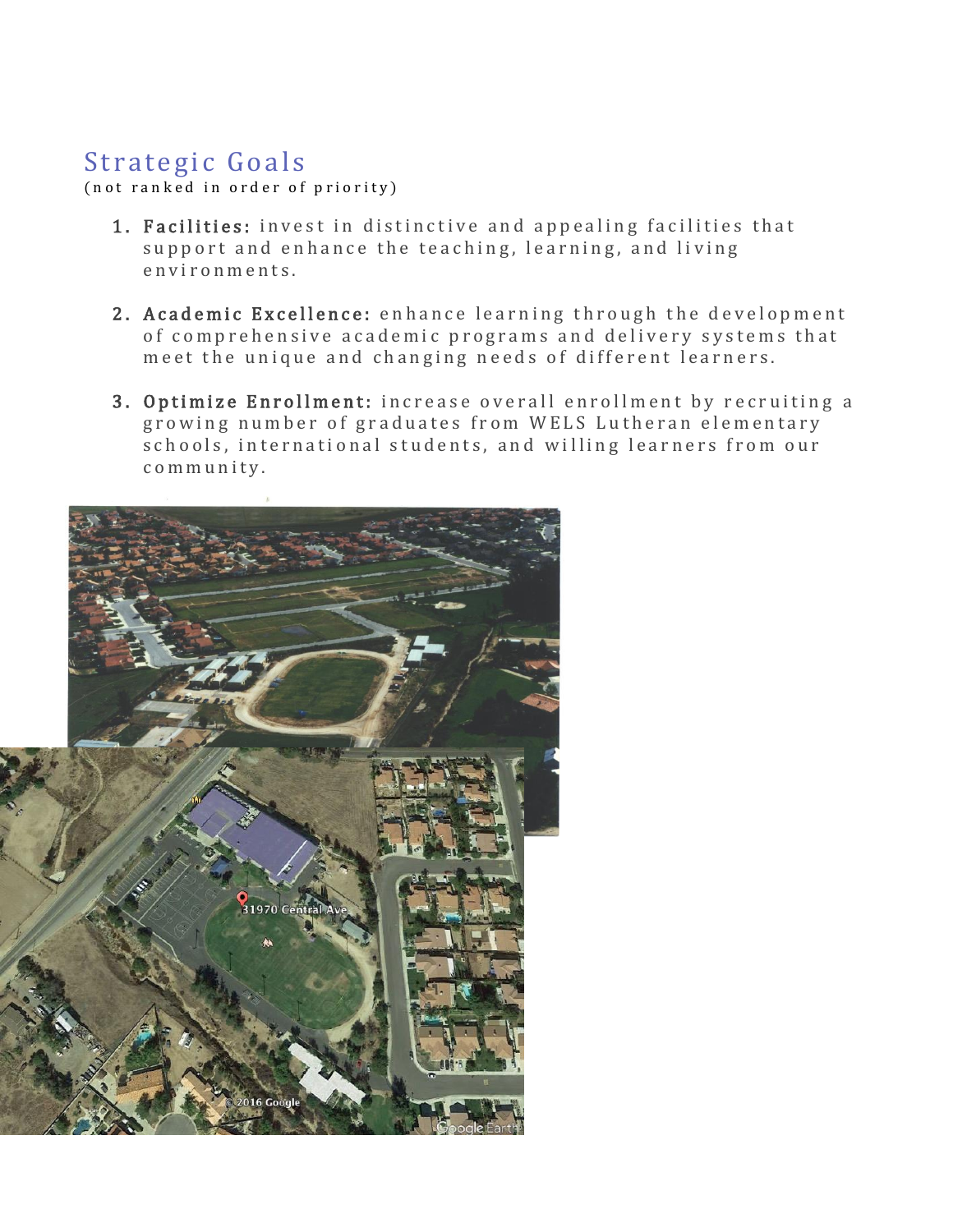## Strategic Goals

(not ranked in order of priority)

1. **Facilities:** invest in distinctive and appealing facilities that support and enhance the teaching, learning, and living environments.

2. **Academic Excellence:** enhance learning through the development of comprehensive academic programs and delivery systems that meet the unique and changing needs of different learners.

3. **Optimize Enrollment:** increase overall enrollment by recruiting a growing number of graduates from WELS Lutheran elementary schools, international students, and willing learners from our community.